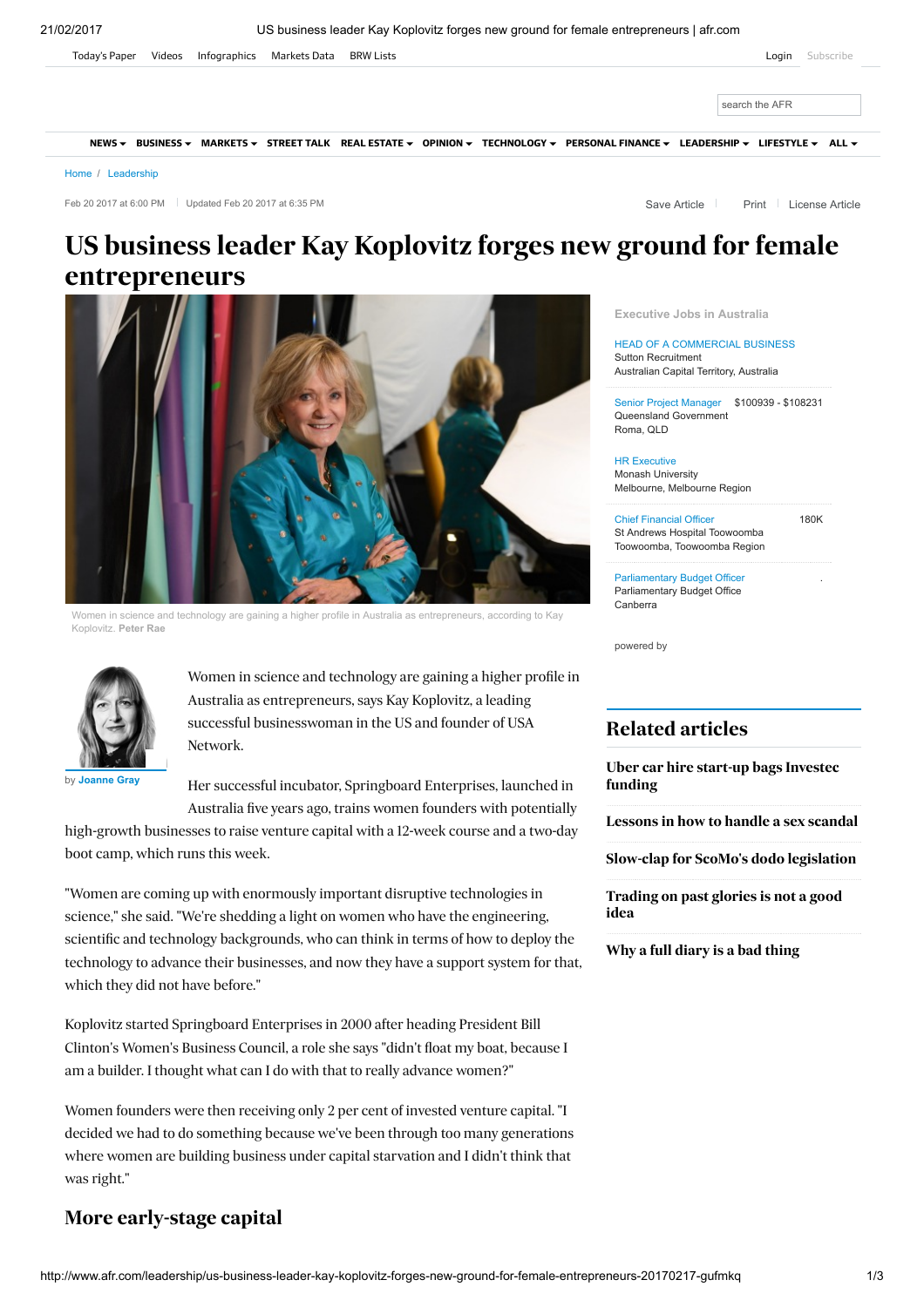Home / Leadership

Feb 20 2017 at 6:00 PM | Updated Feb 20 2017 at 6:35 PM

# US business leader Kay Koplovitz forges new ground for female entrepreneurs

Women in science and technology are gaining a higher profile in Australia as entrepreneurs, according to Kay Koplovitz. **Peter Rae**

by **Joanne Gray**

Women in science and technology are gaining a higher profile in Australia as entrepreneurs, says Kay Koplovitz, a leading successful businesswoman in the US and founder of USA Network.

Her successful incubator, Springboard Enterprises, launched in Australia five years ago, trains women founders with potentially high-growth businesses to raise venture capital with a 12-week course and a two-day boot camp, which runs this week.

"Women are coming up with enormously important disruptive technologies in science," she said. "We're shedding a light on women who have the engineering, scientific and technology backgrounds, who can think in terms of how to deploy the technology to advance their businesses, and now they have a support system for that, which they did not have before."

Koplovitz started Springboard Enterprises in 2000 after heading President Bill Clinton's Women's Business Council, a role she says "didn't float my boat, because I am a builder. I thought what can I do with that to really advance women?"

Women founders were then receiving only 2 per cent of invested venture capital. "I decided we had to do something because we've been through too many generations where women are building business under capital starvation and I didn't think that was right."

## More early-stage capital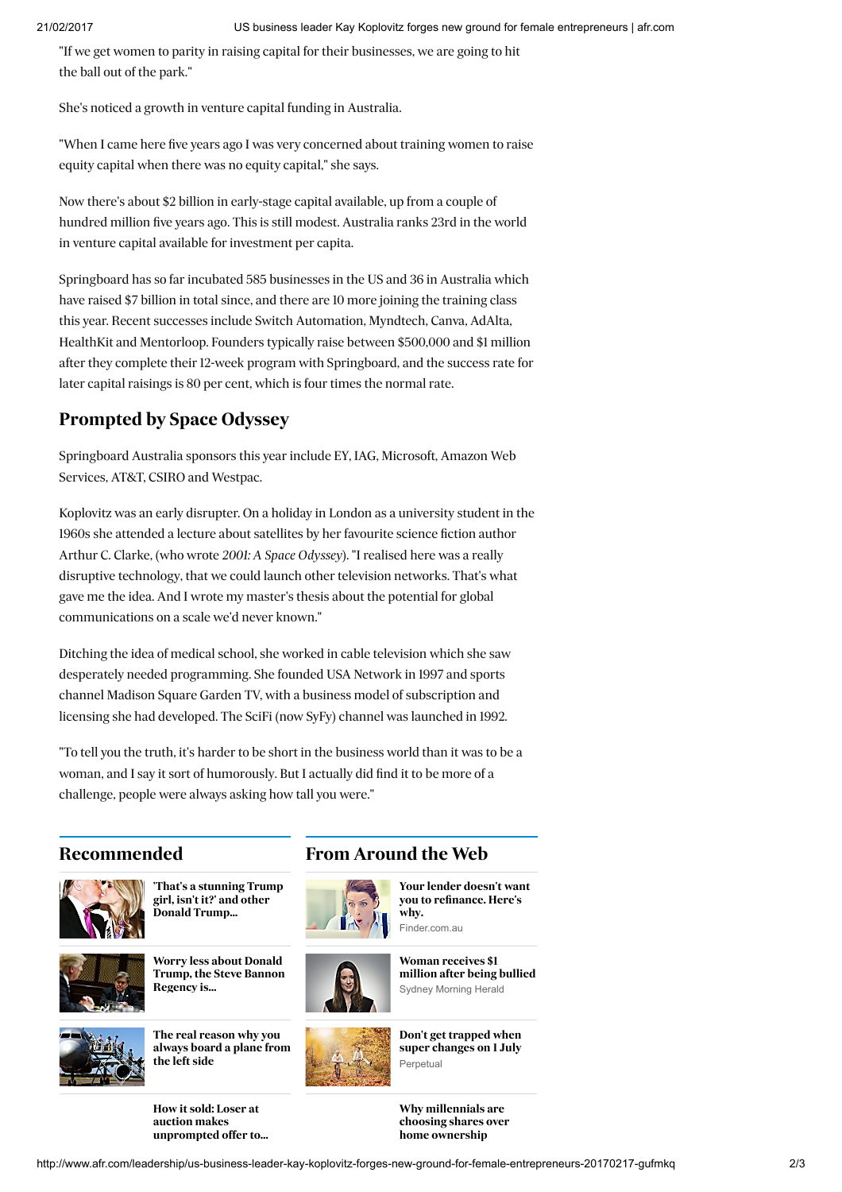"If we get women to parity in raising capital for their businesses, we are going to hit the ball out of the park."

She's noticed a growth in venture capital funding in Australia.

"When I came here five years ago I was very concerned about training women to raise equity capital when there was no equity capital," she says.

Now there's about $2 billion in early-stage capital available, up from a couple of hundred million five years ago. This is still modest. Australia ranks 23rd in the world in venture capital available for investment per capita.

Springboard has so far incubated 585 businesses in the US and 36 in Australia which have raised $7 billion in total since, and there are 10 more joining the training class this year. Recent successes include Switch Automation, Myndtech, Canva, AdAlta, HealthKit and Mentorloop. Founders typically raise between $500,000 and $1 million after they complete their 12-week program with Springboard, and the success rate for later capital raisings is 80 per cent, which is four times the normal rate.

## Prompted by Space Odyssey

Springboard Australia sponsors this year include EY, IAG, Microsoft, Amazon Web Services, AT&T, CSIRO and Westpac.

Koplovitz was an early disrupter. On a holiday in London as a university student in the 1960s she attended a lecture about satellites by her favourite science fiction author Arthur C. Clarke, (who wrote *2001: A Space Odyssey*). "I realised here was a really disruptive technology, that we could launch other television networks. That's what gave me the idea. And I wrote my master's thesis about the potential for global communications on a scale we'd never known."

Ditching the idea of medical school, she worked in cable television which she saw desperately needed programming. She founded USA Network in 1997 and sports channel Madison Square Garden TV, with a business model of subscription and licensing she had developed. The SciFi (now SyFy) channel was launched in 1992.

"To tell you the truth, it's harder to be short in the business world than it was to be a woman, and I say it sort of humorously. But I actually did find it to be more of a challenge, people were always asking how tall you were."

## Recommended

**'That's a stunning Trump girl, isn't it?' and other Donald Trump...**

**Worry less about Donald Trump, the Steve Bannon Regency is...**

**The real reason why you always board a plane from the left side**

**How it sold: Loser at auction makes unprompted offer to...**

## From Around the Web

**Your lender doesn't want you to refinance. Here's why.**
Finder.com.au

**Woman receives $1 million after being bullied**
Sydney Morning Herald

**Don't get trapped when super changes on 1 July**
Perpetual

**Why millennials are choosing shares over home ownership**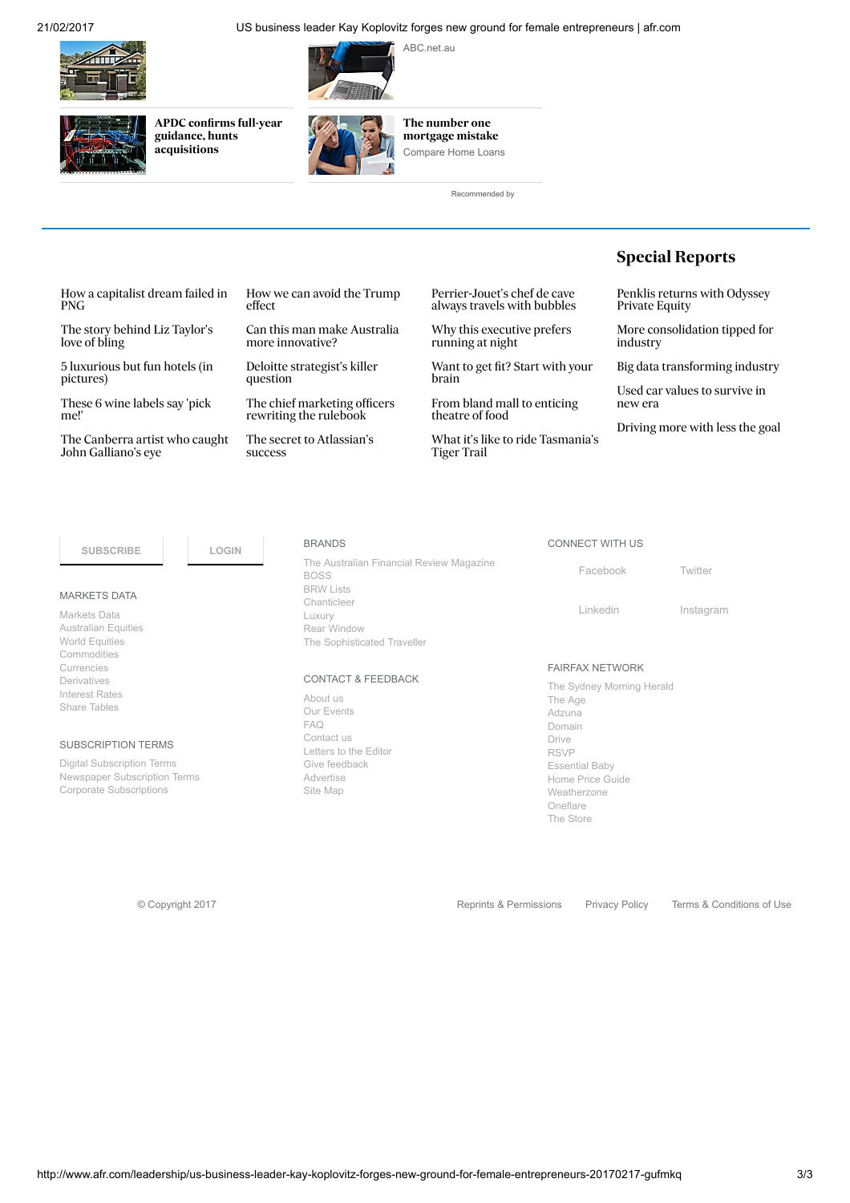ABC.net.au

**APDC confirms full-year guidance, hunts acquisitions**

**The number one mortgage mistake**

Compare Home Loans

Recommended by

## Special Reports

How a capitalist dream failed in PNG

The story behind Liz Taylor's love of bling

5 luxurious but fun hotels (in pictures)

These 6 wine labels say 'pick me!'

The Canberra artist who caught John Galliano's eye

How we can avoid the Trump effect

Can this man make Australia more innovative?

Deloitte strategist's killer question

The chief marketing officers rewriting the rulebook

The secret to Atlassian's success

Perrier-Jouet's chef de cave always travels with bubbles

Why this executive prefers running at night

Want to get fit? Start with your brain

From bland mall to enticing theatre of food

What it's like to ride Tasmania's Tiger Trail

Penklis returns with Odyssey Private Equity

More consolidation tipped for industry

Big data transforming industry

Used car values to survive in new era

Driving more with less the goal

SUBSCRIBE

LOGIN

MARKETS DATA

- Markets Data
- Australian Equities
- World Equities
- Commodities
- Currencies
- Derivatives
- Interest Rates
- Share Tables

SUBSCRIPTION TERMS

- Digital Subscription Terms
- Newspaper Subscription Terms
- Corporate Subscriptions

BRANDS

- The Australian Financial Review Magazine
- BOSS
- BRW Lists
- Chanticleer
- Luxury
- Rear Window
- The Sophisticated Traveller

CONTACT & FEEDBACK

- About us
- Our Events
- FAQ
- Contact us
- Letters to the Editor
- Give feedback
- Advertise
- Site Map

CONNECT WITH US

- Facebook
- Twitter
- Linkedin
- Instagram

FAIRFAX NETWORK

- The Sydney Morning Herald
- The Age
- Adzuna
- Domain
- Drive
- RSVP
- Essential Baby
- Home Price Guide
- Weatherzone
- Oneflare
- The Store

© Copyright 2017

Reprints & Permissions | Privacy Policy | Terms & Conditions of Use